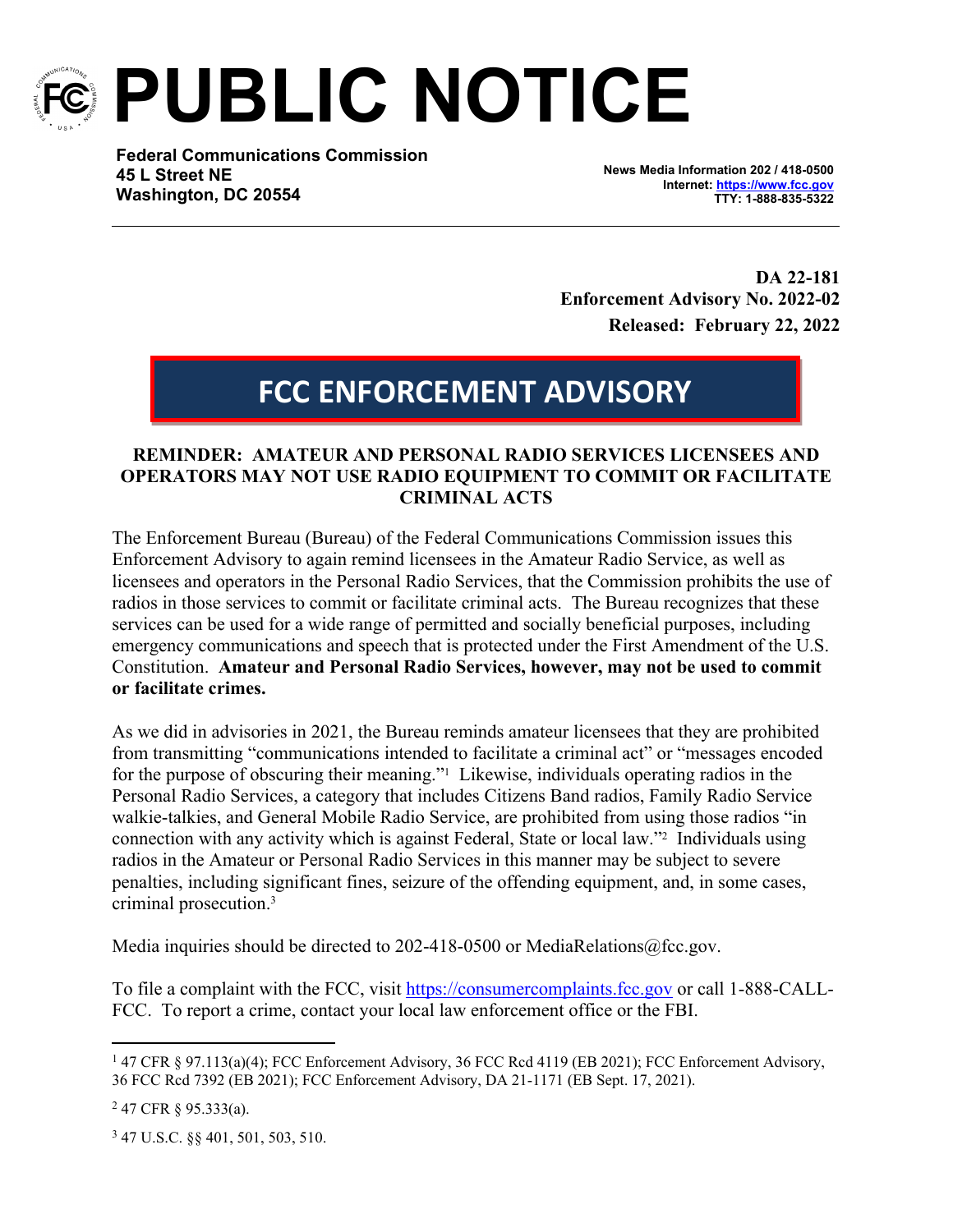# PUBLIC NOTICE

**Federal Communications Commission**
**45 L Street NE**
**Washington, DC 20554**

**News Media Information 202 / 418-0500**
**Internet: https://www.fcc.gov**
**TTY: 1-888-835-5322**

**DA 22-181**
**Enforcement Advisory No. 2022-02**
**Released: February 22, 2022**

## FCC ENFORCEMENT ADVISORY

### REMINDER: AMATEUR AND PERSONAL RADIO SERVICES LICENSEES AND OPERATORS MAY NOT USE RADIO EQUIPMENT TO COMMIT OR FACILITATE CRIMINAL ACTS

The Enforcement Bureau (Bureau) of the Federal Communications Commission issues this Enforcement Advisory to again remind licensees in the Amateur Radio Service, as well as licensees and operators in the Personal Radio Services, that the Commission prohibits the use of radios in those services to commit or facilitate criminal acts. The Bureau recognizes that these services can be used for a wide range of permitted and socially beneficial purposes, including emergency communications and speech that is protected under the First Amendment of the U.S. Constitution. **Amateur and Personal Radio Services, however, may not be used to commit or facilitate crimes.**

As we did in advisories in 2021, the Bureau reminds amateur licensees that they are prohibited from transmitting "communications intended to facilitate a criminal act" or "messages encoded for the purpose of obscuring their meaning."[1] Likewise, individuals operating radios in the Personal Radio Services, a category that includes Citizens Band radios, Family Radio Service walkie-talkies, and General Mobile Radio Service, are prohibited from using those radios "in connection with any activity which is against Federal, State or local law."[2] Individuals using radios in the Amateur or Personal Radio Services in this manner may be subject to severe penalties, including significant fines, seizure of the offending equipment, and, in some cases, criminal prosecution.[3]

Media inquiries should be directed to 202-418-0500 or MediaRelations@fcc.gov.

To file a complaint with the FCC, visit https://consumercomplaints.fcc.gov or call 1-888-CALL-FCC. To report a crime, contact your local law enforcement office or the FBI.

---

[1] 47 CFR § 97.113(a)(4); FCC Enforcement Advisory, 36 FCC Rcd 4119 (EB 2021); FCC Enforcement Advisory, 36 FCC Rcd 7392 (EB 2021); FCC Enforcement Advisory, DA 21-1171 (EB Sept. 17, 2021).

[2] 47 CFR § 95.333(a).

[3] 47 U.S.C. §§ 401, 501, 503, 510.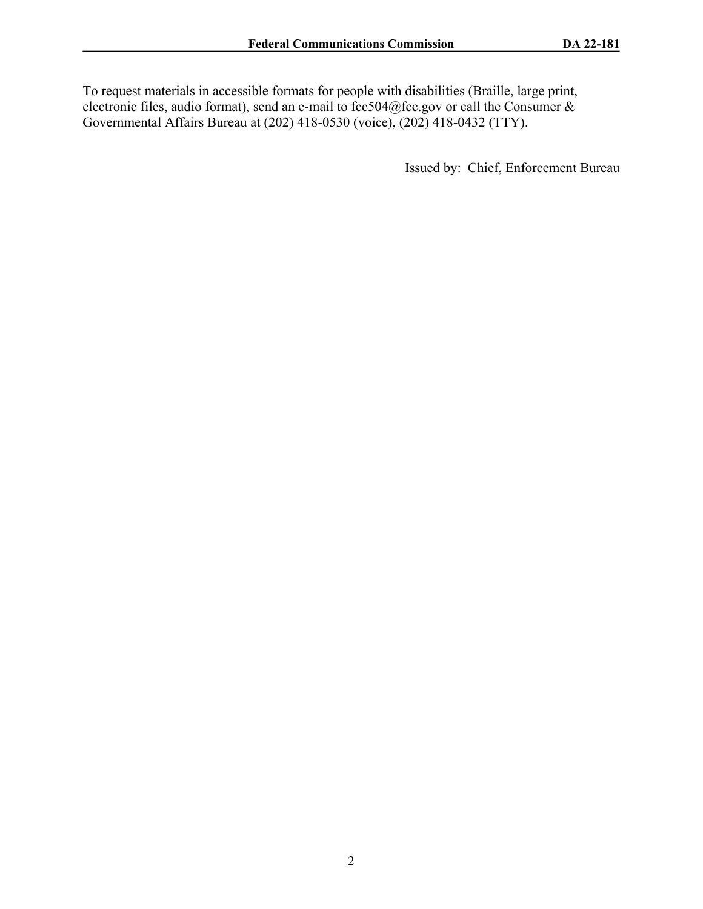To request materials in accessible formats for people with disabilities (Braille, large print, electronic files, audio format), send an e-mail to fcc504@fcc.gov or call the Consumer & Governmental Affairs Bureau at (202) 418-0530 (voice), (202) 418-0432 (TTY).

Issued by: Chief, Enforcement Bureau